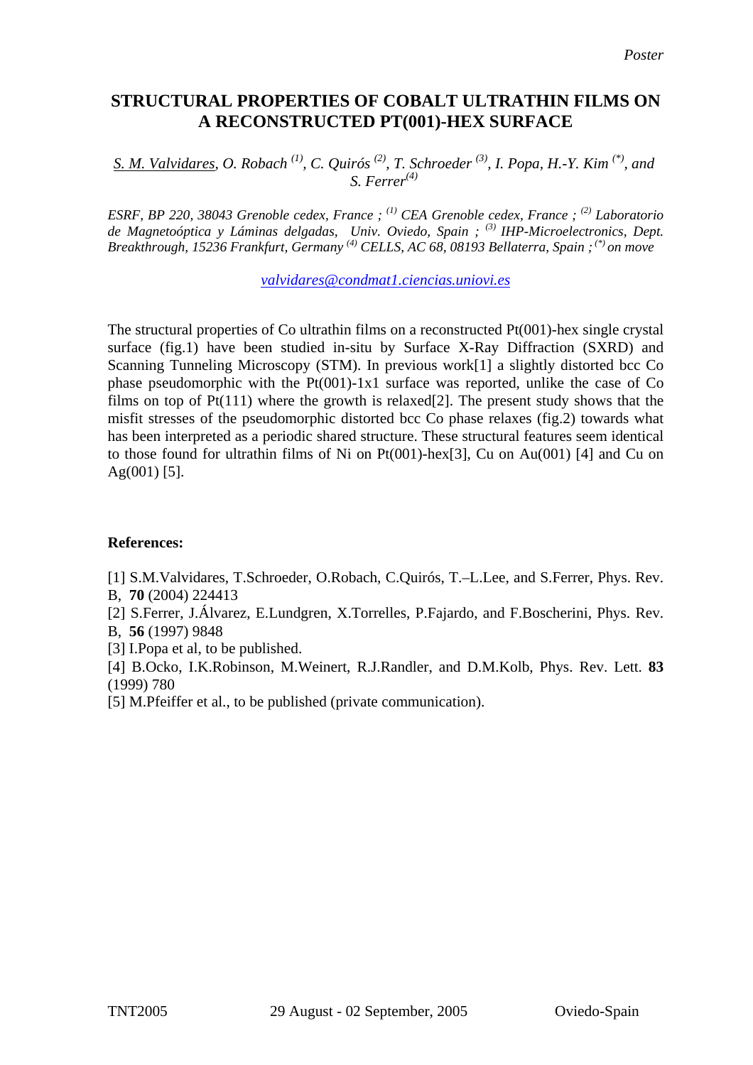*Poster*

# STRUCTURAL PROPERTIES OF COBALT ULTRATHIN FILMS ON A RECONSTRUCTED PT(001)-HEX SURFACE

*S. M. Valvidares, O. Robach [(1)], C. Quirós [(2)], T. Schroeder [(3)], I. Popa, H.-Y. Kim [(\*)], and S. Ferrer[(4)]*

*ESRF, BP 220, 38043 Grenoble cedex, France ; [(1)] CEA Grenoble cedex, France ; [(2)] Laboratorio de Magnetoóptica y Láminas delgadas, Univ. Oviedo, Spain ; [(3)] IHP-Microelectronics, Dept. Breakthrough, 15236 Frankfurt, Germany [(4)] CELLS, AC 68, 08193 Bellaterra, Spain ; [(\*)] on move*

valvidares@condmat1.ciencias.uniovi.es

The structural properties of Co ultrathin films on a reconstructed Pt(001)-hex single crystal surface (fig.1) have been studied in-situ by Surface X-Ray Diffraction (SXRD) and Scanning Tunneling Microscopy (STM). In previous work[1] a slightly distorted bcc Co phase pseudomorphic with the Pt(001)-1x1 surface was reported, unlike the case of Co films on top of Pt(111) where the growth is relaxed[2]. The present study shows that the misfit stresses of the pseudomorphic distorted bcc Co phase relaxes (fig.2) towards what has been interpreted as a periodic shared structure. These structural features seem identical to those found for ultrathin films of Ni on Pt(001)-hex[3], Cu on Au(001) [4] and Cu on Ag(001) [5].

**References:**

[1] S.M.Valvidares, T.Schroeder, O.Robach, C.Quirós, T.–L.Lee, and S.Ferrer, Phys. Rev. B, **70** (2004) 224413

[2] S.Ferrer, J.Álvarez, E.Lundgren, X.Torrelles, P.Fajardo, and F.Boscherini, Phys. Rev. B, **56** (1997) 9848

[3] I.Popa et al, to be published.

[4] B.Ocko, I.K.Robinson, M.Weinert, R.J.Randler, and D.M.Kolb, Phys. Rev. Lett. **83** (1999) 780

[5] M.Pfeiffer et al., to be published (private communication).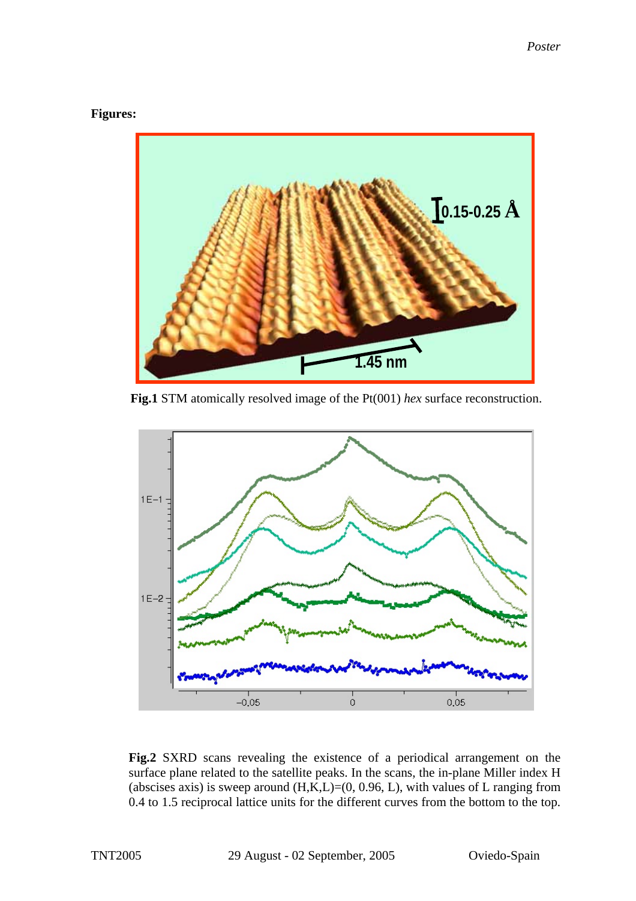**Figures:**

0.15-0.25 Å

1.45 nm

**Fig.1** STM atomically resolved image of the Pt(001) *hex* surface reconstruction.

1E−1

1E−2

−0.05

0

0.05

**Fig.2** SXRD scans revealing the existence of a periodical arrangement on the surface plane related to the satellite peaks. In the scans, the in-plane Miller index H (abscises axis) is sweep around (H,K,L)=(0, 0.96, L), with values of L ranging from 0.4 to 1.5 reciprocal lattice units for the different curves from the bottom to the top.